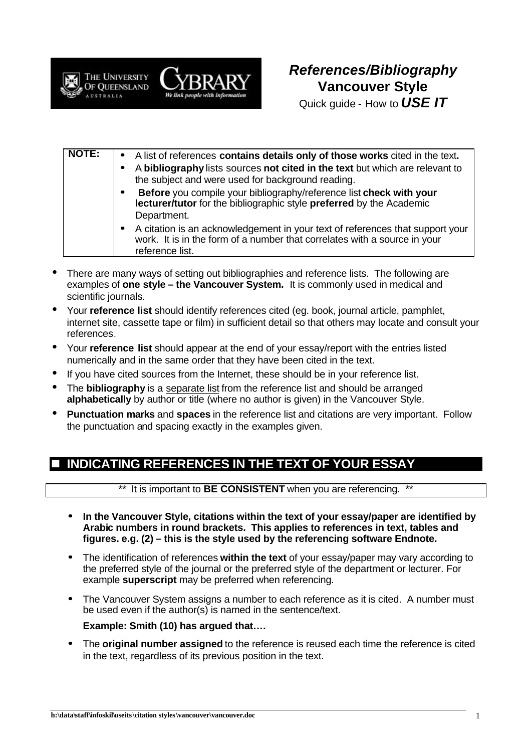# References/Bibliography
## Vancouver Style
Quick guide - How to ***USE IT***

| NOTE: | |
|---|---|
| | • A list of references **contains details only of those works** cited in the text**.** <br> • A **bibliography** lists sources **not cited in the text** but which are relevant to the subject and were used for background reading. <br> • **Before** you compile your bibliography/reference list **check with your lecturer/tutor** for the bibliographic style **preferred** by the Academic Department. <br> • A citation is an acknowledgement in your text of references that support your work. It is in the form of a number that correlates with a source in your reference list. |

- There are many ways of setting out bibliographies and reference lists. The following are examples of **one style – the Vancouver System.** It is commonly used in medical and scientific journals.
- Your **reference list** should identify references cited (eg. book, journal article, pamphlet, internet site, cassette tape or film) in sufficient detail so that others may locate and consult your references.
- Your **reference list** should appear at the end of your essay/report with the entries listed numerically and in the same order that they have been cited in the text.
- If you have cited sources from the Internet, these should be in your reference list.
- The **bibliography** is a separate list from the reference list and should be arranged **alphabetically** by author or title (where no author is given) in the Vancouver Style.
- **Punctuation marks** and **spaces** in the reference list and citations are very important. Follow the punctuation and spacing exactly in the examples given.

## INDICATING REFERENCES IN THE TEXT OF YOUR ESSAY

** It is important to **BE CONSISTENT** when you are referencing. **

- **In the Vancouver Style, citations within the text of your essay/paper are identified by Arabic numbers in round brackets. This applies to references in text, tables and figures. e.g. (2) – this is the style used by the referencing software Endnote.**
- The identification of references **within the text** of your essay/paper may vary according to the preferred style of the journal or the preferred style of the department or lecturer. For example **superscript** may be preferred when referencing.
- The Vancouver System assigns a number to each reference as it is cited. A number must be used even if the author(s) is named in the sentence/text.

  **Example: Smith (10) has argued that….**

- The **original number assigned** to the reference is reused each time the reference is cited in the text, regardless of its previous position in the text.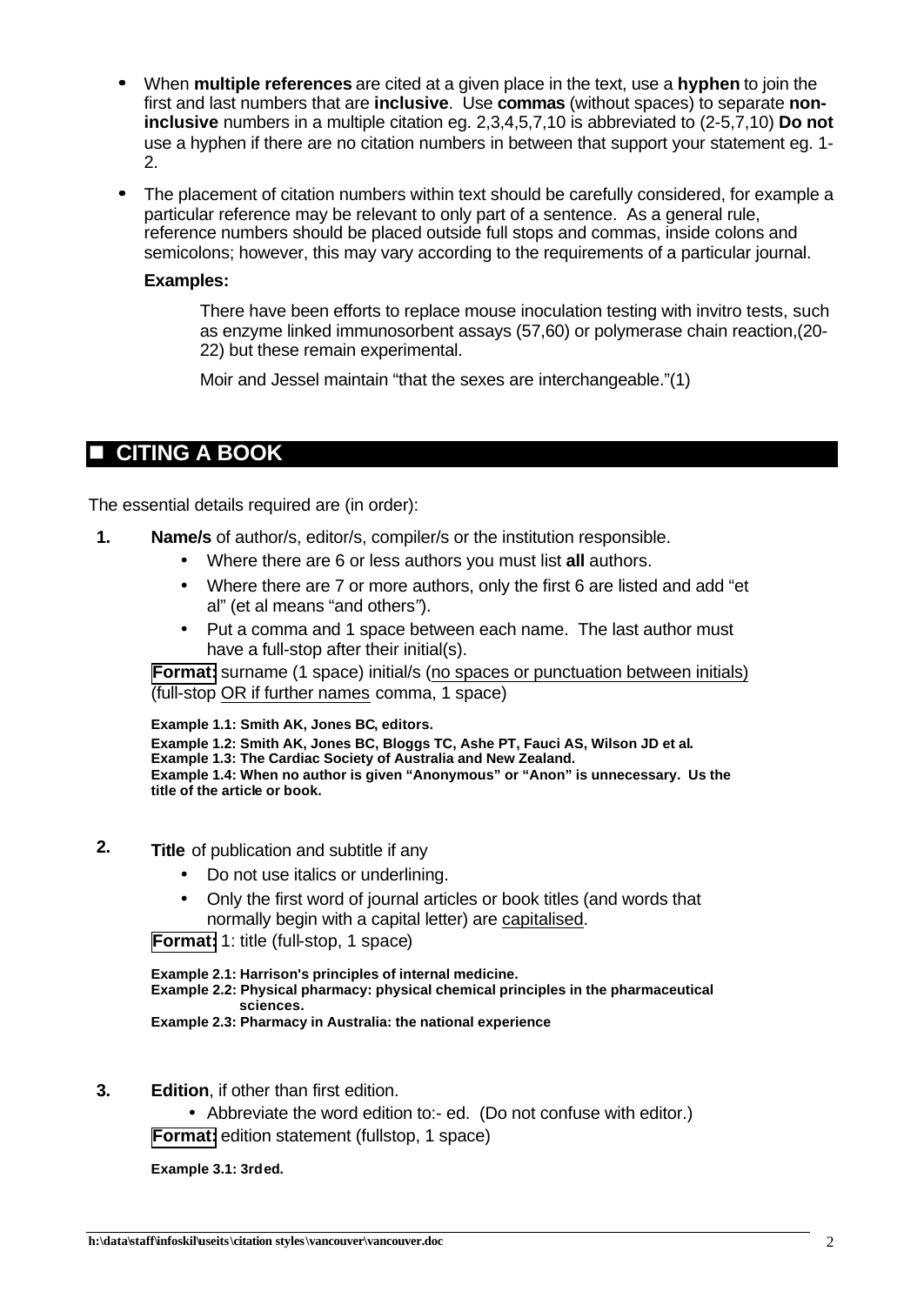- When **multiple references** are cited at a given place in the text, use a **hyphen** to join the first and last numbers that are **inclusive**. Use **commas** (without spaces) to separate **non-inclusive** numbers in a multiple citation eg. 2,3,4,5,7,10 is abbreviated to (2-5,7,10) **Do not** use a hyphen if there are no citation numbers in between that support your statement eg. 1-2.

- The placement of citation numbers within text should be carefully considered, for example a particular reference may be relevant to only part of a sentence. As a general rule, reference numbers should be placed outside full stops and commas, inside colons and semicolons; however, this may vary according to the requirements of a particular journal.

  **Examples:**

  > There have been efforts to replace mouse inoculation testing with invitro tests, such as enzyme linked immunosorbent assays (57,60) or polymerase chain reaction,(20-22) but these remain experimental.
  >
  > Moir and Jessel maintain "that the sexes are interchangeable."(1)

## ■ CITING A BOOK

The essential details required are (in order):

**1.** **Name/s** of author/s, editor/s, compiler/s or the institution responsible.

- Where there are 6 or less authors you must list **all** authors.
- Where there are 7 or more authors, only the first 6 are listed and add "et al" (et al means "and others").
- Put a comma and 1 space between each name. The last author must have a full-stop after their initial(s).

**Format:** surname (1 space) initial/s (no spaces or punctuation between initials) (full-stop OR if further names comma, 1 space)

**Example 1.1: Smith AK, Jones BC, editors.**
**Example 1.2: Smith AK, Jones BC, Bloggs TC, Ashe PT, Fauci AS, Wilson JD et al.**
**Example 1.3: The Cardiac Society of Australia and New Zealand.**
**Example 1.4: When no author is given "Anonymous" or "Anon" is unnecessary. Us the title of the article or book.**

**2.** **Title** of publication and subtitle if any

- Do not use italics or underlining.
- Only the first word of journal articles or book titles (and words that normally begin with a capital letter) are capitalised.

**Format:** 1: title (full-stop, 1 space)

**Example 2.1: Harrison's principles of internal medicine.**
**Example 2.2: Physical pharmacy: physical chemical principles in the pharmaceutical sciences.**
**Example 2.3: Pharmacy in Australia: the national experience**

**3.** **Edition**, if other than first edition.

- Abbreviate the word edition to:- ed. (Do not confuse with editor.)

**Format:** edition statement (fullstop, 1 space)

**Example 3.1: 3rd ed.**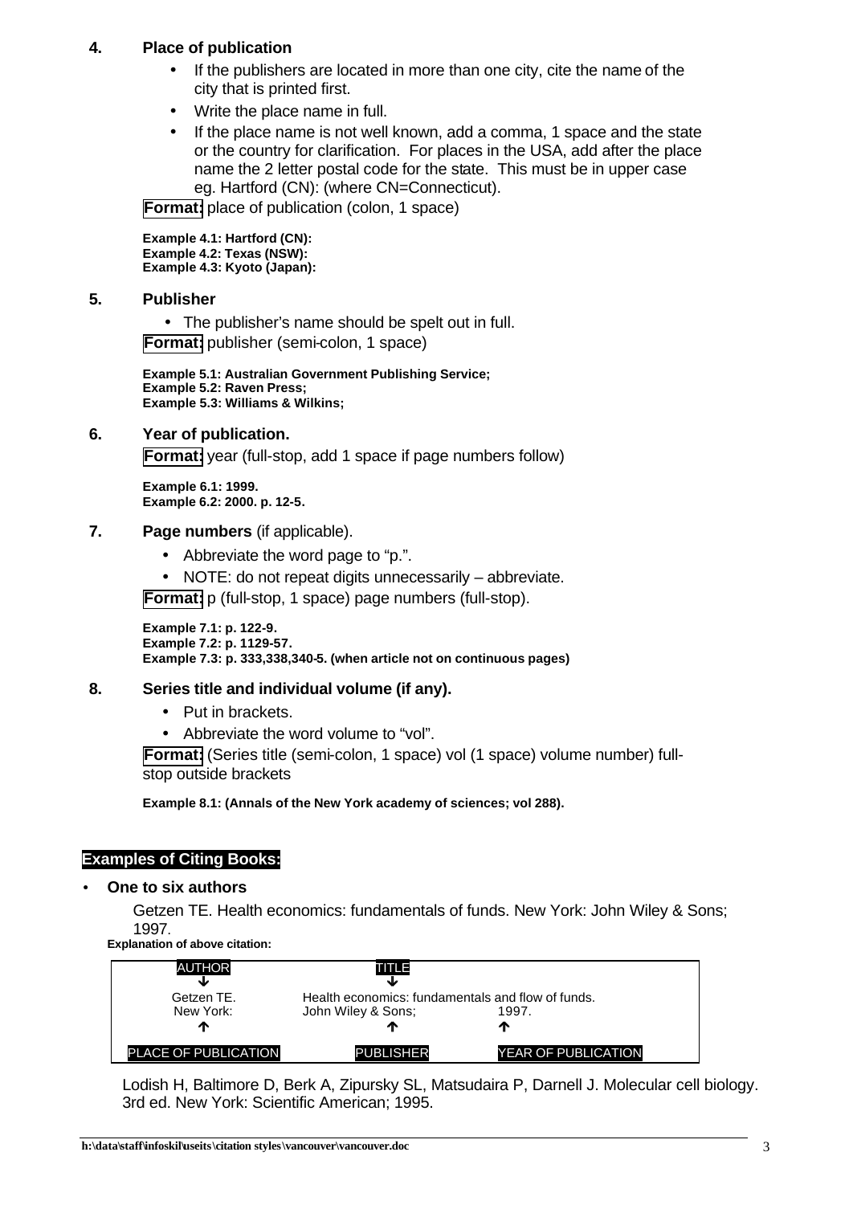## 4. Place of publication

- If the publishers are located in more than one city, cite the name of the city that is printed first.
- Write the place name in full.
- If the place name is not well known, add a comma, 1 space and the state or the country for clarification. For places in the USA, add after the place name the 2 letter postal code for the state. This must be in upper case eg. Hartford (CN): (where CN=Connecticut).

**Format:** place of publication (colon, 1 space)

**Example 4.1: Hartford (CN):**
**Example 4.2: Texas (NSW):**
**Example 4.3: Kyoto (Japan):**

## 5. Publisher

- The publisher's name should be spelt out in full.

**Format:** publisher (semi-colon, 1 space)

**Example 5.1: Australian Government Publishing Service;**
**Example 5.2: Raven Press;**
**Example 5.3: Williams & Wilkins;**

## 6. Year of publication.

**Format:** year (full-stop, add 1 space if page numbers follow)

**Example 6.1: 1999.**
**Example 6.2: 2000. p. 12-5.**

## 7. Page numbers (if applicable).

- Abbreviate the word page to "p.".
- NOTE: do not repeat digits unnecessarily – abbreviate.

**Format:** p (full-stop, 1 space) page numbers (full-stop).

**Example 7.1: p. 122-9.**
**Example 7.2: p. 1129-57.**
**Example 7.3: p. 333,338,340-5. (when article not on continuous pages)**

## 8. Series title and individual volume (if any).

- Put in brackets.
- Abbreviate the word volume to "vol".

**Format:** (Series title (semi-colon, 1 space) vol (1 space) volume number) full-stop outside brackets

**Example 8.1: (Annals of the New York academy of sciences; vol 288).**

## Examples of Citing Books:

- **One to six authors**

Getzen TE. Health economics: fundamentals of funds. New York: John Wiley & Sons; 1997.

**Explanation of above citation:**

| AUTHOR ↓ | TITLE ↓ | |
|---|---|---|
| Getzen TE. | Health economics: fundamentals and flow of funds. | |
| New York: | John Wiley & Sons; | 1997. |
| ↑ PLACE OF PUBLICATION | ↑ PUBLISHER | ↑ YEAR OF PUBLICATION |

Lodish H, Baltimore D, Berk A, Zipursky SL, Matsudaira P, Darnell J. Molecular cell biology. 3rd ed. New York: Scientific American; 1995.

h:\data\staff\infoskil\useits\citation styles\vancouver\vancouver.doc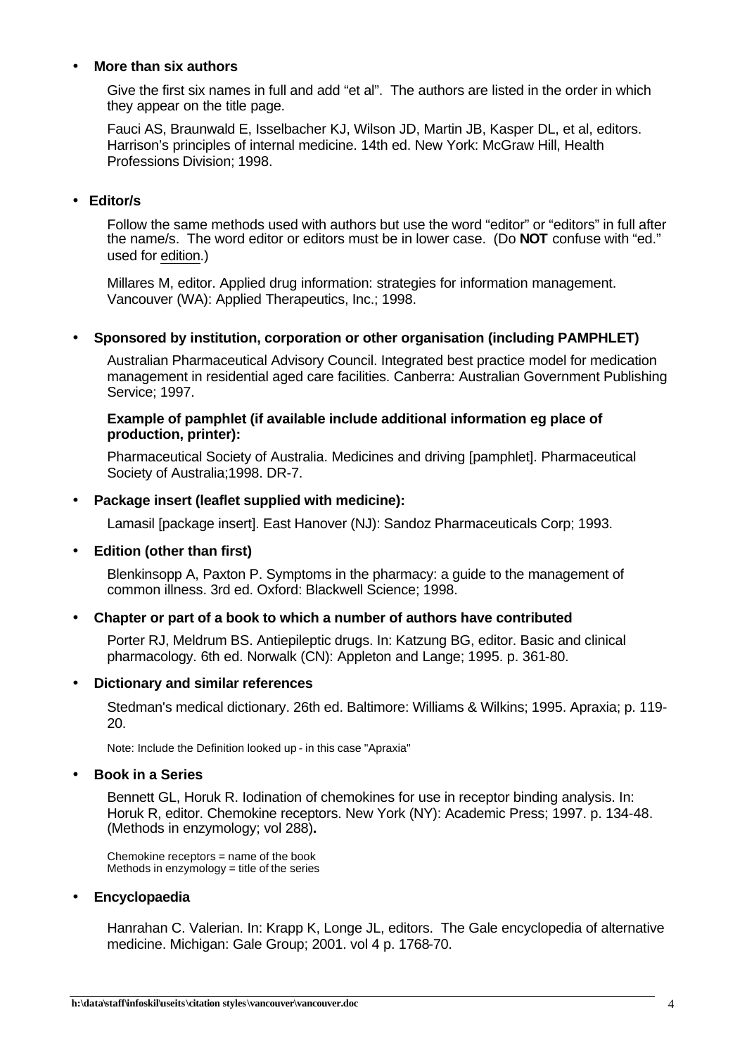- **More than six authors**

  Give the first six names in full and add "et al". The authors are listed in the order in which they appear on the title page.

  Fauci AS, Braunwald E, Isselbacher KJ, Wilson JD, Martin JB, Kasper DL, et al, editors. Harrison's principles of internal medicine. 14th ed. New York: McGraw Hill, Health Professions Division; 1998.

- **Editor/s**

  Follow the same methods used with authors but use the word "editor" or "editors" in full after the name/s. The word editor or editors must be in lower case. (Do **NOT** confuse with "ed." used for edition.)

  Millares M, editor. Applied drug information: strategies for information management. Vancouver (WA): Applied Therapeutics, Inc.; 1998.

- **Sponsored by institution, corporation or other organisation (including PAMPHLET)**

  Australian Pharmaceutical Advisory Council. Integrated best practice model for medication management in residential aged care facilities. Canberra: Australian Government Publishing Service; 1997.

  **Example of pamphlet (if available include additional information eg place of production, printer):**

  Pharmaceutical Society of Australia. Medicines and driving [pamphlet]. Pharmaceutical Society of Australia;1998. DR-7.

- **Package insert (leaflet supplied with medicine):**

  Lamasil [package insert]. East Hanover (NJ): Sandoz Pharmaceuticals Corp; 1993.

- **Edition (other than first)**

  Blenkinsopp A, Paxton P. Symptoms in the pharmacy: a guide to the management of common illness. 3rd ed. Oxford: Blackwell Science; 1998.

- **Chapter or part of a book to which a number of authors have contributed**

  Porter RJ, Meldrum BS. Antiepileptic drugs. In: Katzung BG, editor. Basic and clinical pharmacology. 6th ed. Norwalk (CN): Appleton and Lange; 1995. p. 361-80.

- **Dictionary and similar references**

  Stedman's medical dictionary. 26th ed. Baltimore: Williams & Wilkins; 1995. Apraxia; p. 119-20.

  Note: Include the Definition looked up - in this case "Apraxia"

- **Book in a Series**

  Bennett GL, Horuk R. Iodination of chemokines for use in receptor binding analysis. In: Horuk R, editor. Chemokine receptors. New York (NY): Academic Press; 1997. p. 134-48. (Methods in enzymology; vol 288)**.**

  Chemokine receptors = name of the book
  Methods in enzymology = title of the series

- **Encyclopaedia**

  Hanrahan C. Valerian. In: Krapp K, Longe JL, editors. The Gale encyclopedia of alternative medicine. Michigan: Gale Group; 2001. vol 4 p. 1768-70.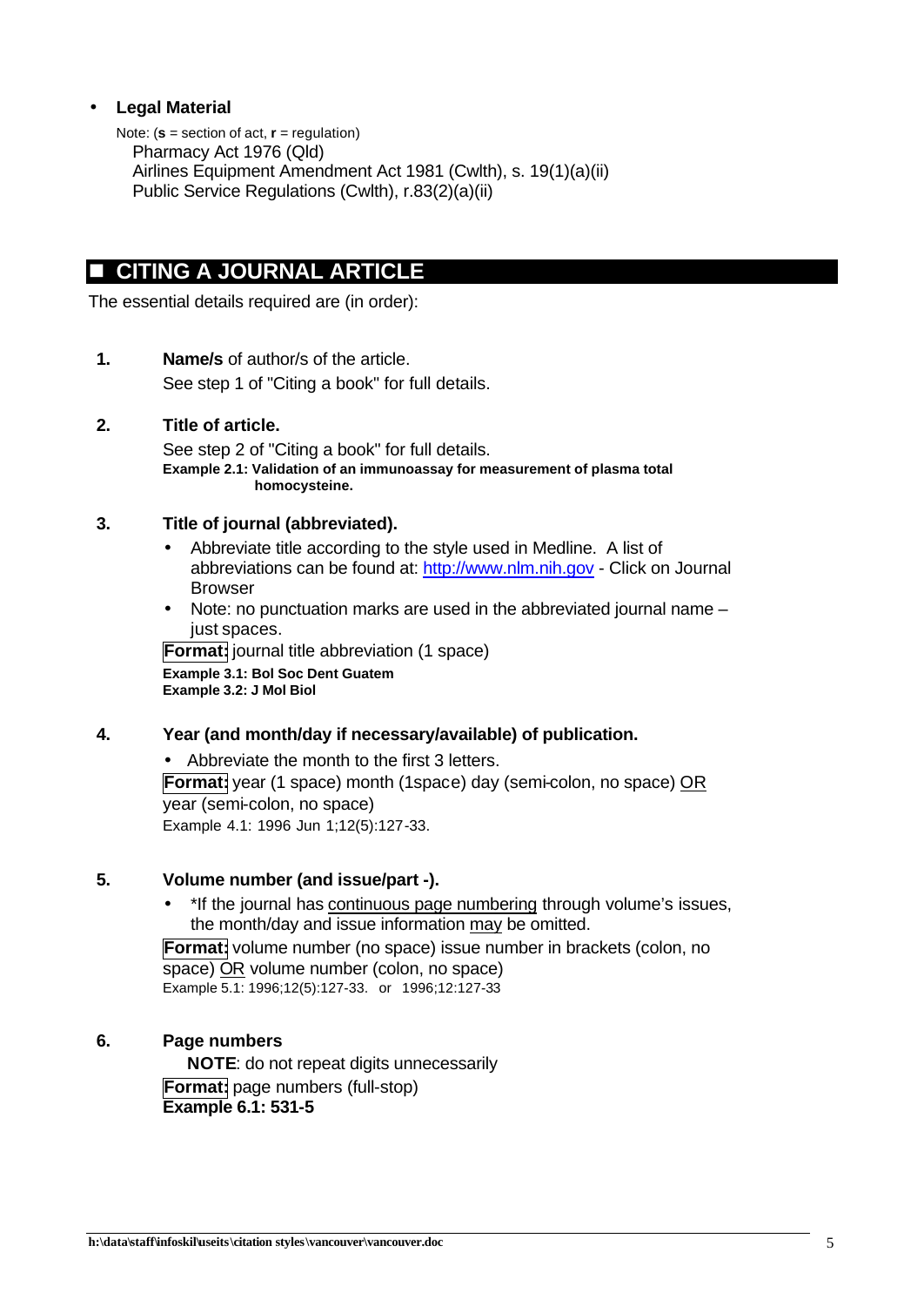- **Legal Material**

  Note: (**s** = section of act, **r** = regulation)

  Pharmacy Act 1976 (Qld)

  Airlines Equipment Amendment Act 1981 (Cwlth), s. 19(1)(a)(ii)

  Public Service Regulations (Cwlth), r.83(2)(a)(ii)

## ■ CITING A JOURNAL ARTICLE

The essential details required are (in order):

**1. Name/s** of author/s of the article.

See step 1 of "Citing a book" for full details.

**2. Title of article.**

See step 2 of "Citing a book" for full details.

**Example 2.1: Validation of an immunoassay for measurement of plasma total homocysteine.**

**3. Title of journal (abbreviated).**

- Abbreviate title according to the style used in Medline. A list of abbreviations can be found at: http://www.nlm.nih.gov - Click on Journal Browser
- Note: no punctuation marks are used in the abbreviated journal name – just spaces.

**Format:** journal title abbreviation (1 space)

**Example 3.1: Bol Soc Dent Guatem**

**Example 3.2: J Mol Biol**

**4. Year (and month/day if necessary/available) of publication.**

- Abbreviate the month to the first 3 letters.

**Format:** year (1 space) month (1space) day (semi-colon, no space) <u>OR</u> year (semi-colon, no space)

Example 4.1: 1996 Jun 1;12(5):127-33.

**5. Volume number (and issue/part -).**

- *If the journal has <u>continuous page numbering</u> through volume's issues, the month/day and issue information <u>may</u> be omitted.

**Format:** volume number (no space) issue number in brackets (colon, no space) <u>OR</u> volume number (colon, no space)

Example 5.1: 1996;12(5):127-33. or 1996;12:127-33

**6. Page numbers**

**NOTE**: do not repeat digits unnecessarily

**Format:** page numbers (full-stop)

**Example 6.1: 531-5**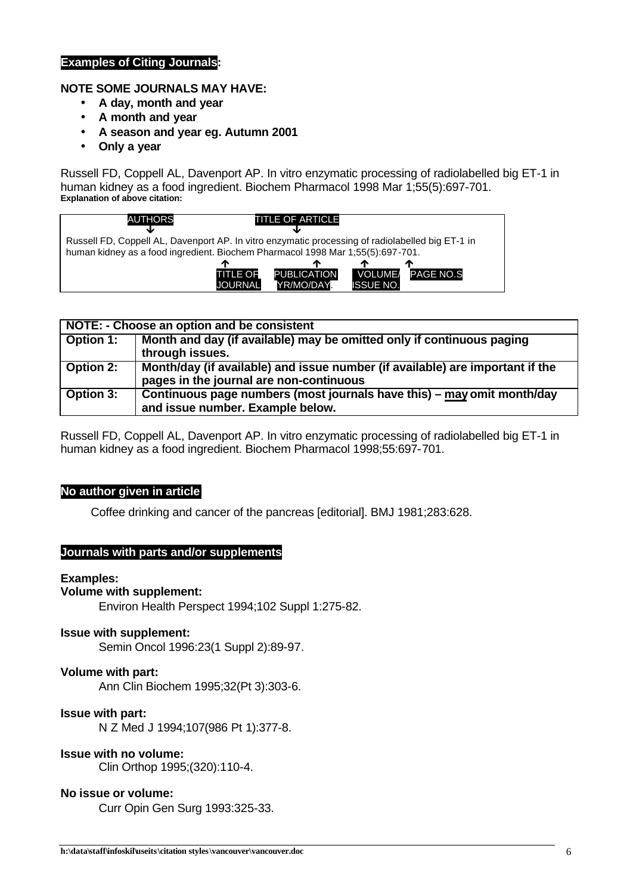**Examples of Citing Journals:**

**NOTE SOME JOURNALS MAY HAVE:**

- **A day, month and year**
- **A month and year**
- **A season and year eg. Autumn 2001**
- **Only a year**

Russell FD, Coppell AL, Davenport AP. In vitro enzymatic processing of radiolabelled big ET-1 in human kidney as a food ingredient. Biochem Pharmacol 1998 Mar 1;55(5):697-701.

**Explanation of above citation:**

AUTHORS ↓ — TITLE OF ARTICLE ↓

Russell FD, Coppell AL, Davenport AP. In vitro enzymatic processing of radiolabelled big ET-1 in human kidney as a food ingredient. Biochem Pharmacol 1998 Mar 1;55(5):697-701.

↑ TITLE OF JOURNAL — ↑ PUBLICATION YR/MO/DAY — ↑ VOLUME/ ISSUE NO. — ↑ PAGE NO.S

| **NOTE: - Choose an option and be consistent** | |
|---|---|
| **Option 1:** | **Month and day (if available) may be omitted only if continuous paging through issues.** |
| **Option 2:** | **Month/day (if available) and issue number (if available) are important if the pages in the journal are non-continuous** |
| **Option 3:** | **Continuous page numbers (most journals have this) – may omit month/day and issue number. Example below.** |

Russell FD, Coppell AL, Davenport AP. In vitro enzymatic processing of radiolabelled big ET-1 in human kidney as a food ingredient. Biochem Pharmacol 1998;55:697-701.

**No author given in article**

Coffee drinking and cancer of the pancreas [editorial]. BMJ 1981;283:628.

**Journals with parts and/or supplements**

**Examples:**

**Volume with supplement:**

Environ Health Perspect 1994;102 Suppl 1:275-82.

**Issue with supplement:**

Semin Oncol 1996:23(1 Suppl 2):89-97.

**Volume with part:**

Ann Clin Biochem 1995;32(Pt 3):303-6.

**Issue with part:**

N Z Med J 1994;107(986 Pt 1):377-8.

**Issue with no volume:**

Clin Orthop 1995;(320):110-4.

**No issue or volume:**

Curr Opin Gen Surg 1993:325-33.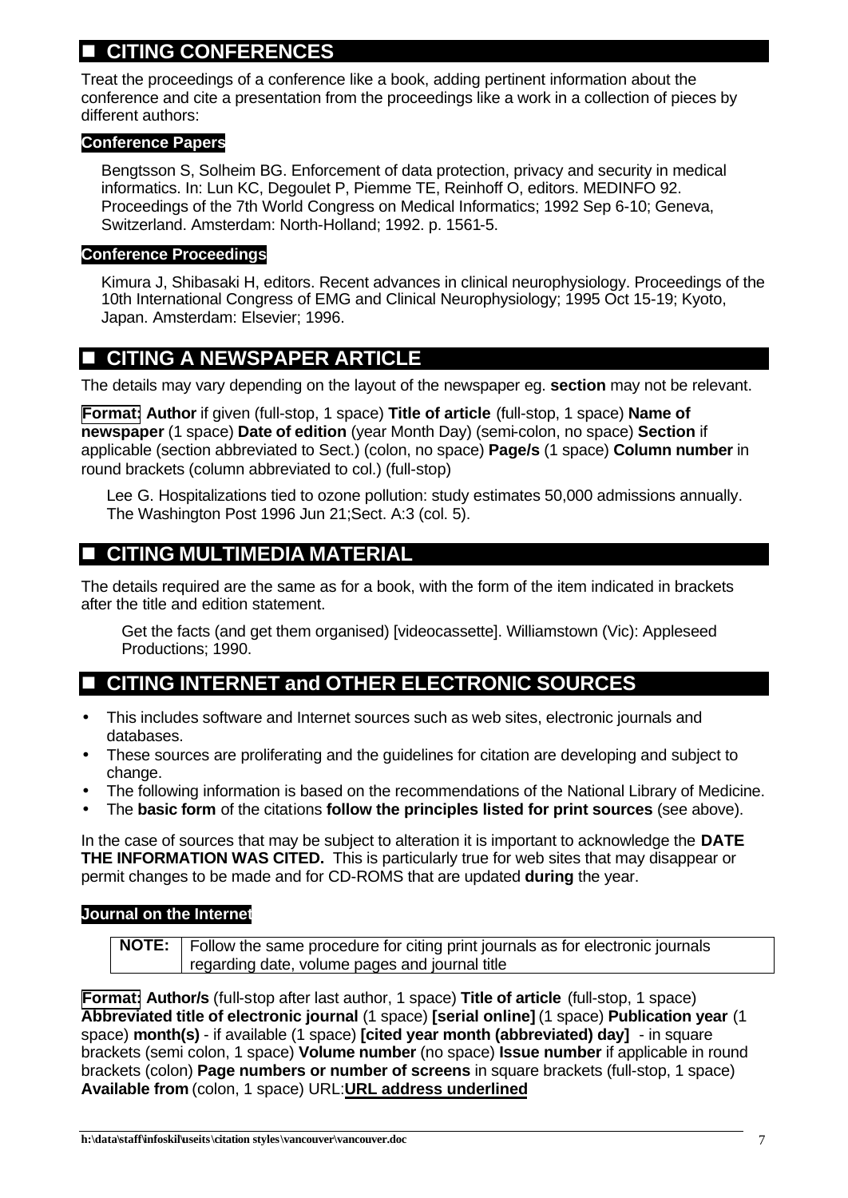## ■ CITING CONFERENCES

Treat the proceedings of a conference like a book, adding pertinent information about the conference and cite a presentation from the proceedings like a work in a collection of pieces by different authors:

**Conference Papers**

> Bengtsson S, Solheim BG. Enforcement of data protection, privacy and security in medical informatics. In: Lun KC, Degoulet P, Piemme TE, Reinhoff O, editors. MEDINFO 92. Proceedings of the 7th World Congress on Medical Informatics; 1992 Sep 6-10; Geneva, Switzerland. Amsterdam: North-Holland; 1992. p. 1561-5.

**Conference Proceedings**

> Kimura J, Shibasaki H, editors. Recent advances in clinical neurophysiology. Proceedings of the 10th International Congress of EMG and Clinical Neurophysiology; 1995 Oct 15-19; Kyoto, Japan. Amsterdam: Elsevier; 1996.

## ■ CITING A NEWSPAPER ARTICLE

The details may vary depending on the layout of the newspaper eg. **section** may not be relevant.

**Format:** **Author** if given (full-stop, 1 space) **Title of article** (full-stop, 1 space) **Name of newspaper** (1 space) **Date of edition** (year Month Day) (semi-colon, no space) **Section** if applicable (section abbreviated to Sect.) (colon, no space) **Page/s** (1 space) **Column number** in round brackets (column abbreviated to col.) (full-stop)

> Lee G. Hospitalizations tied to ozone pollution: study estimates 50,000 admissions annually. The Washington Post 1996 Jun 21;Sect. A:3 (col. 5).

## ■ CITING MULTIMEDIA MATERIAL

The details required are the same as for a book, with the form of the item indicated in brackets after the title and edition statement.

> Get the facts (and get them organised) [videocassette]. Williamstown (Vic): Appleseed Productions; 1990.

## ■ CITING INTERNET and OTHER ELECTRONIC SOURCES

- This includes software and Internet sources such as web sites, electronic journals and databases.
- These sources are proliferating and the guidelines for citation are developing and subject to change.
- The following information is based on the recommendations of the National Library of Medicine.
- The **basic form** of the citations **follow the principles listed for print sources** (see above).

In the case of sources that may be subject to alteration it is important to acknowledge the **DATE THE INFORMATION WAS CITED.** This is particularly true for web sites that may disappear or permit changes to be made and for CD-ROMS that are updated **during** the year.

**Journal on the Internet**

| **NOTE:** | Follow the same procedure for citing print journals as for electronic journals regarding date, volume pages and journal title |
|---|---|

**Format:** **Author/s** (full-stop after last author, 1 space) **Title of article** (full-stop, 1 space) **Abbreviated title of electronic journal** (1 space) **[serial online]** (1 space) **Publication year** (1 space) **month(s)** - if available (1 space) **[cited year month (abbreviated) day]** - in square brackets (semi colon, 1 space) **Volume number** (no space) **Issue number** if applicable in round brackets (colon) **Page numbers or number of screens** in square brackets (full-stop, 1 space) **Available from** (colon, 1 space) URL:**URL address underlined**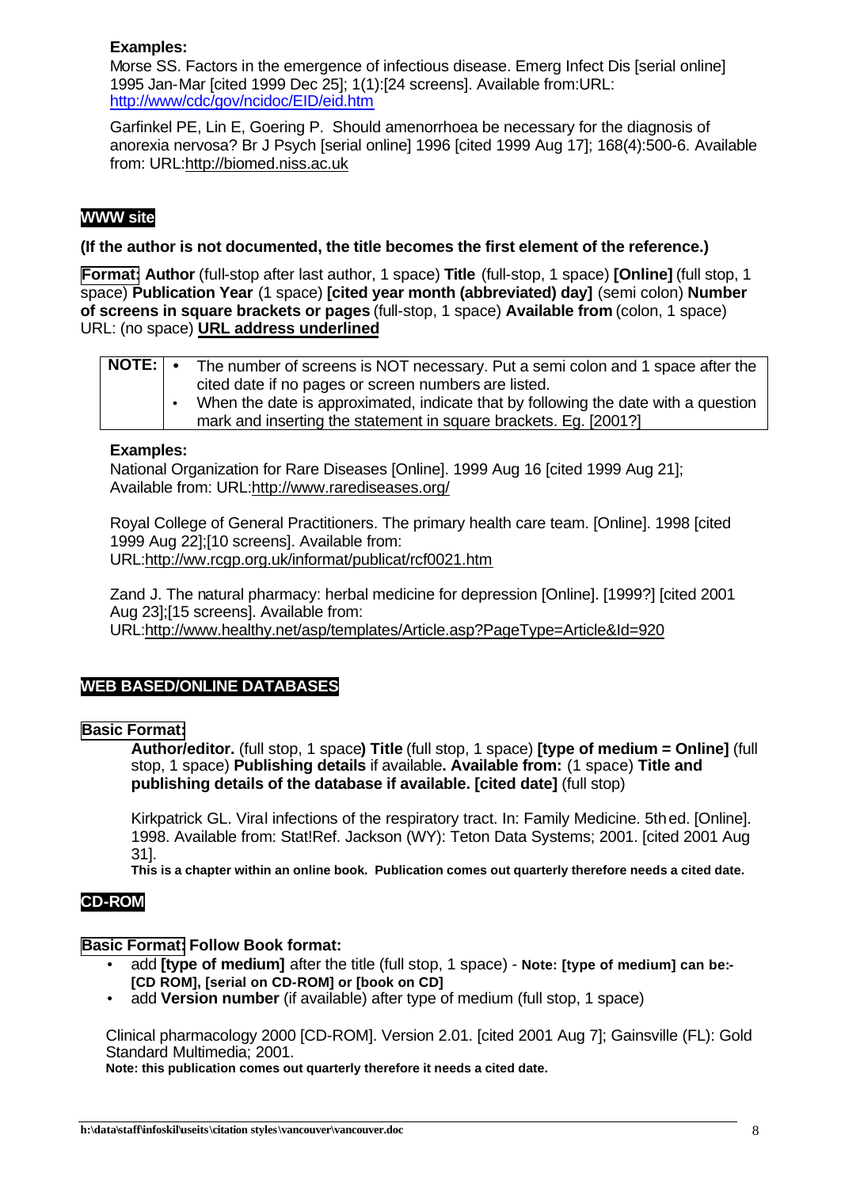**Examples:**

Morse SS. Factors in the emergence of infectious disease. Emerg Infect Dis [serial online] 1995 Jan-Mar [cited 1999 Dec 25]; 1(1):[24 screens]. Available from:URL: http://www/cdc/gov/ncidoc/EID/eid.htm

Garfinkel PE, Lin E, Goering P. Should amenorrhoea be necessary for the diagnosis of anorexia nervosa? Br J Psych [serial online] 1996 [cited 1999 Aug 17]; 168(4):500-6. Available from: URL:http://biomed.niss.ac.uk

## WWW site

**(If the author is not documented, the title becomes the first element of the reference.)**

**Format:** **Author** (full-stop after last author, 1 space) **Title** (full-stop, 1 space) **[Online]** (full stop, 1 space) **Publication Year** (1 space) **[cited year month (abbreviated) day]** (semi colon) **Number of screens in square brackets or pages** (full-stop, 1 space) **Available from** (colon, 1 space) URL: (no space) **URL address underlined**

| NOTE: | • The number of screens is NOT necessary. Put a semi colon and 1 space after the cited date if no pages or screen numbers are listed.<br>• When the date is approximated, indicate that by following the date with a question mark and inserting the statement in square brackets. Eg. [2001?] |
|---|---|

**Examples:**

National Organization for Rare Diseases [Online]. 1999 Aug 16 [cited 1999 Aug 21]; Available from: URL:http://www.rarediseases.org/

Royal College of General Practitioners. The primary health care team. [Online]. 1998 [cited 1999 Aug 22];[10 screens]. Available from: URL:http://ww.rcgp.org.uk/informat/publicat/rcf0021.htm

Zand J. The natural pharmacy: herbal medicine for depression [Online]. [1999?] [cited 2001 Aug 23];[15 screens]. Available from: URL:http://www.healthy.net/asp/templates/Article.asp?PageType=Article&Id=920

## WEB BASED/ONLINE DATABASES

**Basic Format:**

**Author/editor.** (full stop, 1 space**) Title** (full stop, 1 space) **[type of medium = Online]** (full stop, 1 space) **Publishing details** if available**. Available from:** (1 space) **Title and publishing details of the database if available. [cited date]** (full stop)

Kirkpatrick GL. Viral infections of the respiratory tract. In: Family Medicine. 5th ed. [Online]. 1998. Available from: Stat!Ref. Jackson (WY): Teton Data Systems; 2001. [cited 2001 Aug 31].

**This is a chapter within an online book. Publication comes out quarterly therefore needs a cited date.**

## CD-ROM

**Basic Format:** **Follow Book format:**

- add **[type of medium]** after the title (full stop, 1 space) - **Note: [type of medium] can be:- [CD ROM], [serial on CD-ROM] or [book on CD]**
- add **Version number** (if available) after type of medium (full stop, 1 space)

Clinical pharmacology 2000 [CD-ROM]. Version 2.01. [cited 2001 Aug 7]; Gainsville (FL): Gold Standard Multimedia; 2001.

**Note: this publication comes out quarterly therefore it needs a cited date.**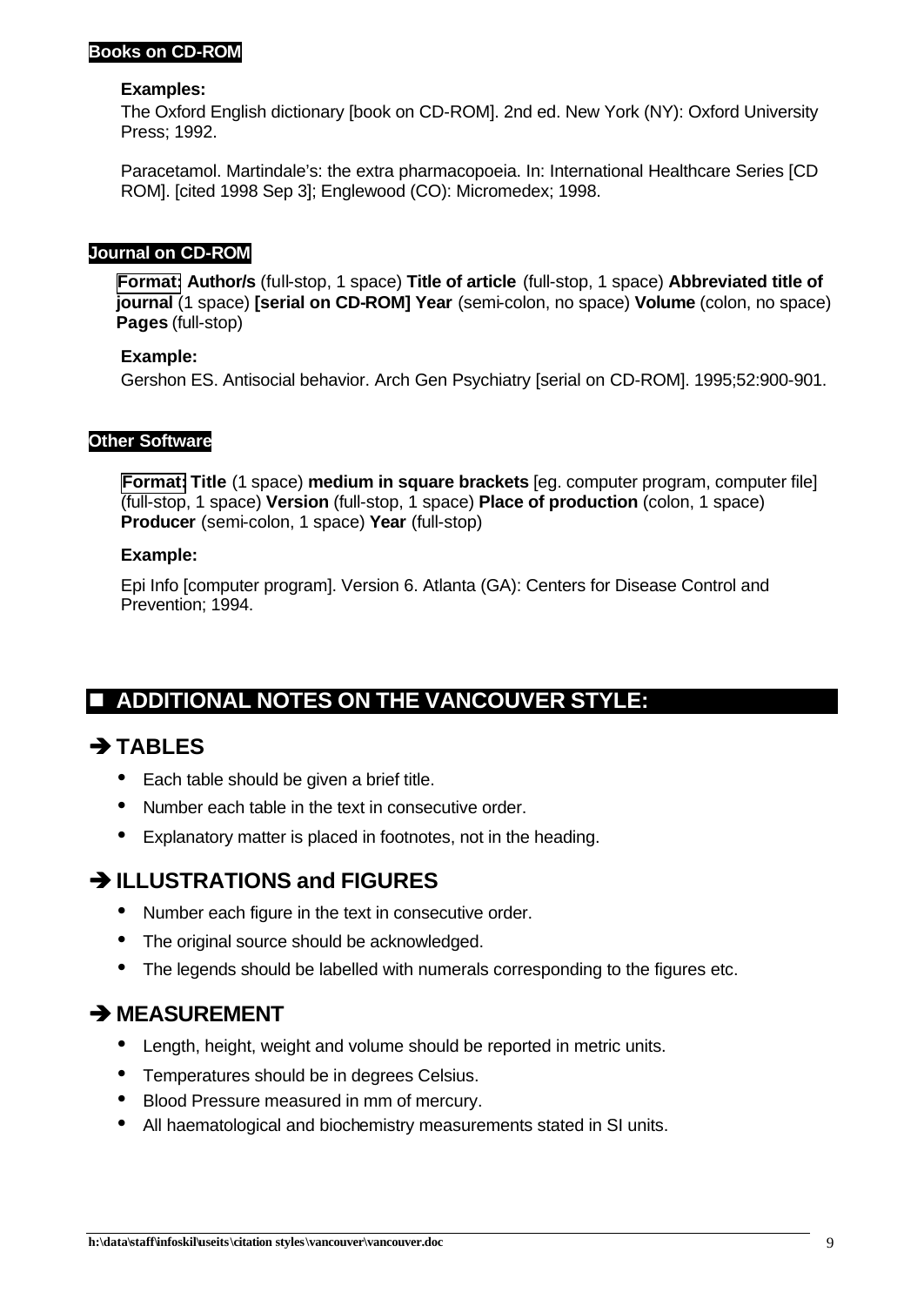### Books on CD-ROM

**Examples:**

The Oxford English dictionary [book on CD-ROM]. 2nd ed. New York (NY): Oxford University Press; 1992.

Paracetamol. Martindale's: the extra pharmacopoeia. In: International Healthcare Series [CD ROM]. [cited 1998 Sep 3]; Englewood (CO): Micromedex; 1998.

### Journal on CD-ROM

**Format:** **Author/s** (full-stop, 1 space) **Title of article** (full-stop, 1 space) **Abbreviated title of journal** (1 space) **[serial on CD-ROM] Year** (semi-colon, no space) **Volume** (colon, no space) **Pages** (full-stop)

**Example:**

Gershon ES. Antisocial behavior. Arch Gen Psychiatry [serial on CD-ROM]. 1995;52:900-901.

### Other Software

**Format:** **Title** (1 space) **medium in square brackets** [eg. computer program, computer file] (full-stop, 1 space) **Version** (full-stop, 1 space) **Place of production** (colon, 1 space) **Producer** (semi-colon, 1 space) **Year** (full-stop)

**Example:**

Epi Info [computer program]. Version 6. Atlanta (GA): Centers for Disease Control and Prevention; 1994.

## ■ ADDITIONAL NOTES ON THE VANCOUVER STYLE:

## ➔ TABLES

- Each table should be given a brief title.
- Number each table in the text in consecutive order.
- Explanatory matter is placed in footnotes, not in the heading.

## ➔ ILLUSTRATIONS and FIGURES

- Number each figure in the text in consecutive order.
- The original source should be acknowledged.
- The legends should be labelled with numerals corresponding to the figures etc.

## ➔ MEASUREMENT

- Length, height, weight and volume should be reported in metric units.
- Temperatures should be in degrees Celsius.
- Blood Pressure measured in mm of mercury.
- All haematological and biochemistry measurements stated in SI units.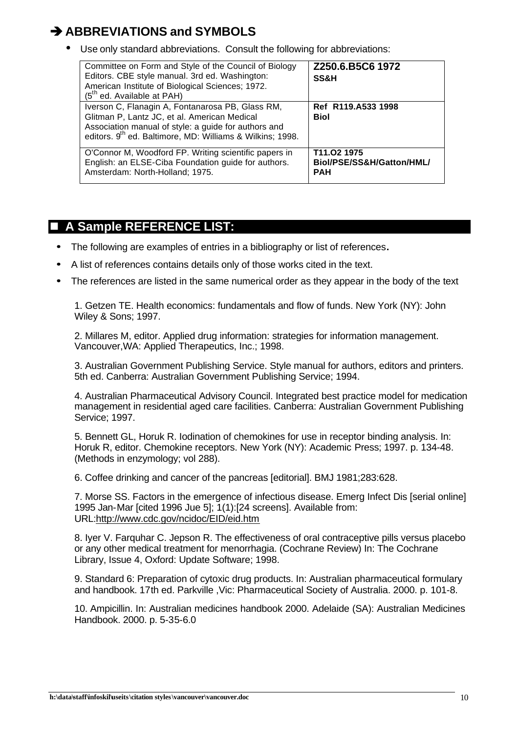## ➔ ABBREVIATIONS and SYMBOLS

- Use only standard abbreviations. Consult the following for abbreviations:

| | |
|---|---|
| Committee on Form and Style of the Council of Biology Editors. CBE style manual. 3rd ed. Washington: American Institute of Biological Sciences; 1972. (5th ed. Available at PAH) | **Z250.6.B5C6 1972** **SS&H** |
| Iverson C, Flanagin A, Fontanarosa PB, Glass RM, Glitman P, Lantz JC, et al. American Medical Association manual of style: a guide for authors and editors. 9th ed. Baltimore, MD: Williams & Wilkins; 1998. | **Ref R119.A533 1998** **Biol** |
| O'Connor M, Woodford FP. Writing scientific papers in English: an ELSE-Ciba Foundation guide for authors. Amsterdam: North-Holland; 1975. | **T11.O2 1975** **Biol/PSE/SS&H/Gatton/HML/ PAH** |

## ■ A Sample REFERENCE LIST:

- The following are examples of entries in a bibliography or list of references.
- A list of references contains details only of those works cited in the text.
- The references are listed in the same numerical order as they appear in the body of the text

1. Getzen TE. Health economics: fundamentals and flow of funds. New York (NY): John Wiley & Sons; 1997.

2. Millares M, editor. Applied drug information: strategies for information management. Vancouver,WA: Applied Therapeutics, Inc.; 1998.

3. Australian Government Publishing Service. Style manual for authors, editors and printers. 5th ed. Canberra: Australian Government Publishing Service; 1994.

4. Australian Pharmaceutical Advisory Council. Integrated best practice model for medication management in residential aged care facilities. Canberra: Australian Government Publishing Service; 1997.

5. Bennett GL, Horuk R. Iodination of chemokines for use in receptor binding analysis. In: Horuk R, editor. Chemokine receptors. New York (NY): Academic Press; 1997. p. 134-48. (Methods in enzymology; vol 288).

6. Coffee drinking and cancer of the pancreas [editorial]. BMJ 1981;283:628.

7. Morse SS. Factors in the emergence of infectious disease. Emerg Infect Dis [serial online] 1995 Jan-Mar [cited 1996 Jue 5]; 1(1):[24 screens]. Available from: URL:http://www.cdc.gov/ncidoc/EID/eid.htm

8. Iyer V. Farquhar C. Jepson R. The effectiveness of oral contraceptive pills versus placebo or any other medical treatment for menorrhagia. (Cochrane Review) In: The Cochrane Library, Issue 4, Oxford: Update Software; 1998.

9. Standard 6: Preparation of cytoxic drug products. In: Australian pharmaceutical formulary and handbook. 17th ed. Parkville ,Vic: Pharmaceutical Society of Australia. 2000. p. 101-8.

10. Ampicillin. In: Australian medicines handbook 2000. Adelaide (SA): Australian Medicines Handbook. 2000. p. 5-35-6.0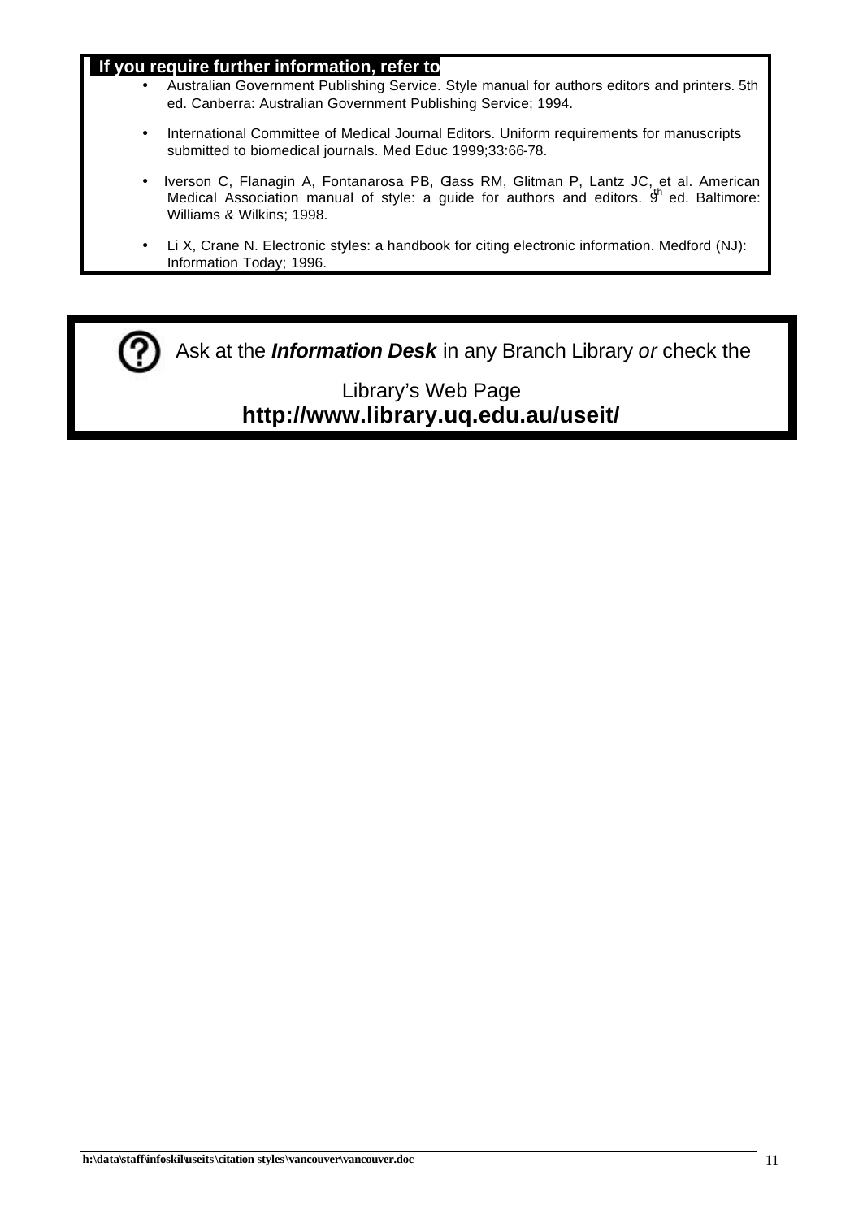**If you require further information, refer to**

- Australian Government Publishing Service. Style manual for authors editors and printers. 5th ed. Canberra: Australian Government Publishing Service; 1994.
- International Committee of Medical Journal Editors. Uniform requirements for manuscripts submitted to biomedical journals. Med Educ 1999;33:66-78.
- Iverson C, Flanagin A, Fontanarosa PB, Glass RM, Glitman P, Lantz JC, et al. American Medical Association manual of style: a guide for authors and editors. 9th ed. Baltimore: Williams & Wilkins; 1998.
- Li X, Crane N. Electronic styles: a handbook for citing electronic information. Medford (NJ): Information Today; 1996.

Ask at the ***Information Desk*** in any Branch Library *or* check the

Library's Web Page

**http://www.library.uq.edu.au/useit/**

h:\data\staff\infoskil\useits\citation styles\vancouver\vancouver.doc